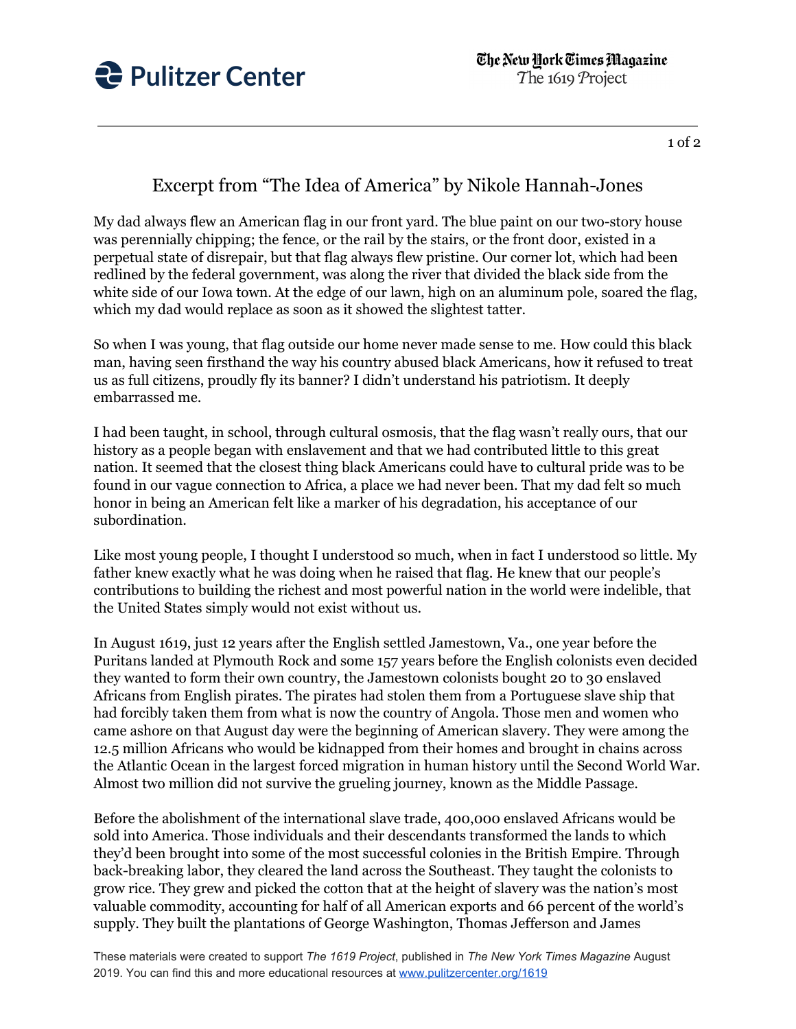# Excerpt from "The Idea of America" by Nikole Hannah-Jones

My dad always flew an American flag in our front yard. The blue paint on our two-story house was perennially chipping; the fence, or the rail by the stairs, or the front door, existed in a perpetual state of disrepair, but that flag always flew pristine. Our corner lot, which had been redlined by the federal government, was along the river that divided the black side from the white side of our Iowa town. At the edge of our lawn, high on an aluminum pole, soared the flag, which my dad would replace as soon as it showed the slightest tatter.

So when I was young, that flag outside our home never made sense to me. How could this black man, having seen firsthand the way his country abused black Americans, how it refused to treat us as full citizens, proudly fly its banner? I didn't understand his patriotism. It deeply embarrassed me.

I had been taught, in school, through cultural osmosis, that the flag wasn't really ours, that our history as a people began with enslavement and that we had contributed little to this great nation. It seemed that the closest thing black Americans could have to cultural pride was to be found in our vague connection to Africa, a place we had never been. That my dad felt so much honor in being an American felt like a marker of his degradation, his acceptance of our subordination.

Like most young people, I thought I understood so much, when in fact I understood so little. My father knew exactly what he was doing when he raised that flag. He knew that our people's contributions to building the richest and most powerful nation in the world were indelible, that the United States simply would not exist without us.

In August 1619, just 12 years after the English settled Jamestown, Va., one year before the Puritans landed at Plymouth Rock and some 157 years before the English colonists even decided they wanted to form their own country, the Jamestown colonists bought 20 to 30 enslaved Africans from English pirates. The pirates had stolen them from a Portuguese slave ship that had forcibly taken them from what is now the country of Angola. Those men and women who came ashore on that August day were the beginning of American slavery. They were among the 12.5 million Africans who would be kidnapped from their homes and brought in chains across the Atlantic Ocean in the largest forced migration in human history until the Second World War. Almost two million did not survive the grueling journey, known as the Middle Passage.

Before the abolishment of the international slave trade, 400,000 enslaved Africans would be sold into America. Those individuals and their descendants transformed the lands to which they'd been brought into some of the most successful colonies in the British Empire. Through back-breaking labor, they cleared the land across the Southeast. They taught the colonists to grow rice. They grew and picked the cotton that at the height of slavery was the nation's most valuable commodity, accounting for half of all American exports and 66 percent of the world's supply. They built the plantations of George Washington, Thomas Jefferson and James

These materials were created to support *The 1619 Project*, published in *The New York Times Magazine* August 2019. You can find this and more educational resources at [www.pulitzercenter.org/1619](http://www.pulitzercenter.org/1619)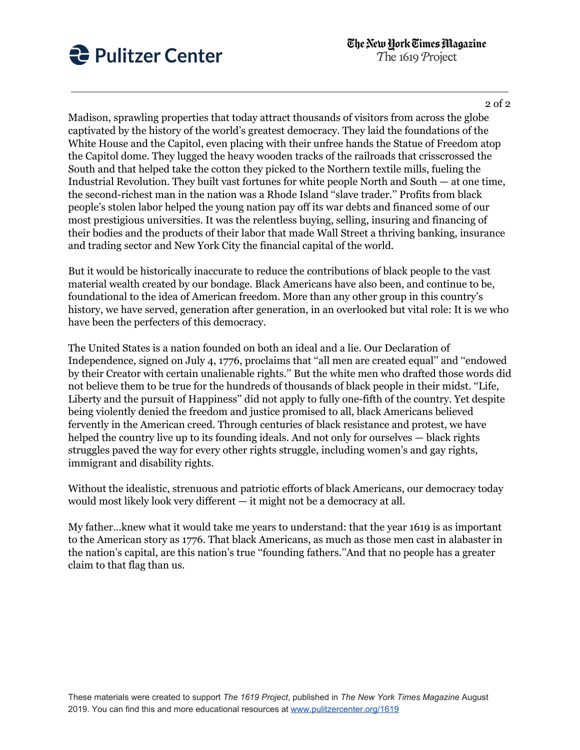Madison, sprawling properties that today attract thousands of visitors from across the globe captivated by the history of the world's greatest democracy. They laid the foundations of the White House and the Capitol, even placing with their unfree hands the Statue of Freedom atop the Capitol dome. They lugged the heavy wooden tracks of the railroads that crisscrossed the South and that helped take the cotton they picked to the Northern textile mills, fueling the Industrial Revolution. They built vast fortunes for white people North and South — at one time, the second-richest man in the nation was a Rhode Island "slave trader." Profits from black people's stolen labor helped the young nation pay off its war debts and financed some of our most prestigious universities. It was the relentless buying, selling, insuring and financing of their bodies and the products of their labor that made Wall Street a thriving banking, insurance and trading sector and New York City the financial capital of the world.

But it would be historically inaccurate to reduce the contributions of black people to the vast material wealth created by our bondage. Black Americans have also been, and continue to be, foundational to the idea of American freedom. More than any other group in this country's history, we have served, generation after generation, in an overlooked but vital role: It is we who have been the perfecters of this democracy.

The United States is a nation founded on both an ideal and a lie. Our Declaration of Independence, signed on July 4, 1776, proclaims that "all men are created equal" and "endowed by their Creator with certain unalienable rights." But the white men who drafted those words did not believe them to be true for the hundreds of thousands of black people in their midst. "Life, Liberty and the pursuit of Happiness" did not apply to fully one-fifth of the country. Yet despite being violently denied the freedom and justice promised to all, black Americans believed fervently in the American creed. Through centuries of black resistance and protest, we have helped the country live up to its founding ideals. And not only for ourselves — black rights struggles paved the way for every other rights struggle, including women's and gay rights, immigrant and disability rights.

Without the idealistic, strenuous and patriotic efforts of black Americans, our democracy today would most likely look very different — it might not be a democracy at all.

My father...knew what it would take me years to understand: that the year 1619 is as important to the American story as 1776. That black Americans, as much as those men cast in alabaster in the nation's capital, are this nation's true "founding fathers."And that no people has a greater claim to that flag than us.

These materials were created to support *The 1619 Project*, published in *The New York Times Magazine* August 2019. You can find this and more educational resources at www.pulitzercenter.org/1619